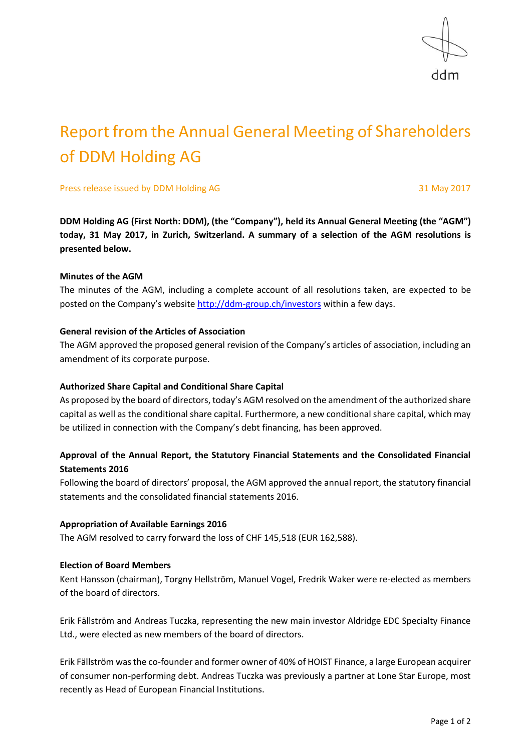# Report from the Annual General Meeting of Shareholders of DDM Holding AG

Press release issued by DDM Holding AG 31 May 2017

**DDM Holding AG (First North: DDM), (the "Company"), held its Annual General Meeting (the "AGM") today, 31 May 2017, in Zurich, Switzerland. A summary of a selection of the AGM resolutions is presented below.**

**Minutes of the AGM**

The minutes of the AGM, including a complete account of all resolutions taken, are expected to be posted on the Company's website http://ddm-group.ch/investors within a few days.

**General revision of the Articles of Association**

The AGM approved the proposed general revision of the Company's articles of association, including an amendment of its corporate purpose.

**Authorized Share Capital and Conditional Share Capital**

As proposed by the board of directors, today's AGM resolved on the amendment of the authorized share capital as well as the conditional share capital. Furthermore, a new conditional share capital, which may be utilized in connection with the Company's debt financing, has been approved.

**Approval of the Annual Report, the Statutory Financial Statements and the Consolidated Financial Statements 2016**

Following the board of directors' proposal, the AGM approved the annual report, the statutory financial statements and the consolidated financial statements 2016.

**Appropriation of Available Earnings 2016**

The AGM resolved to carry forward the loss of CHF 145,518 (EUR 162,588).

**Election of Board Members**

Kent Hansson (chairman), Torgny Hellström, Manuel Vogel, Fredrik Waker were re-elected as members of the board of directors.

Erik Fällström and Andreas Tuczka, representing the new main investor Aldridge EDC Specialty Finance Ltd., were elected as new members of the board of directors.

Erik Fällström was the co-founder and former owner of 40% of HOIST Finance, a large European acquirer of consumer non-performing debt. Andreas Tuczka was previously a partner at Lone Star Europe, most recently as Head of European Financial Institutions.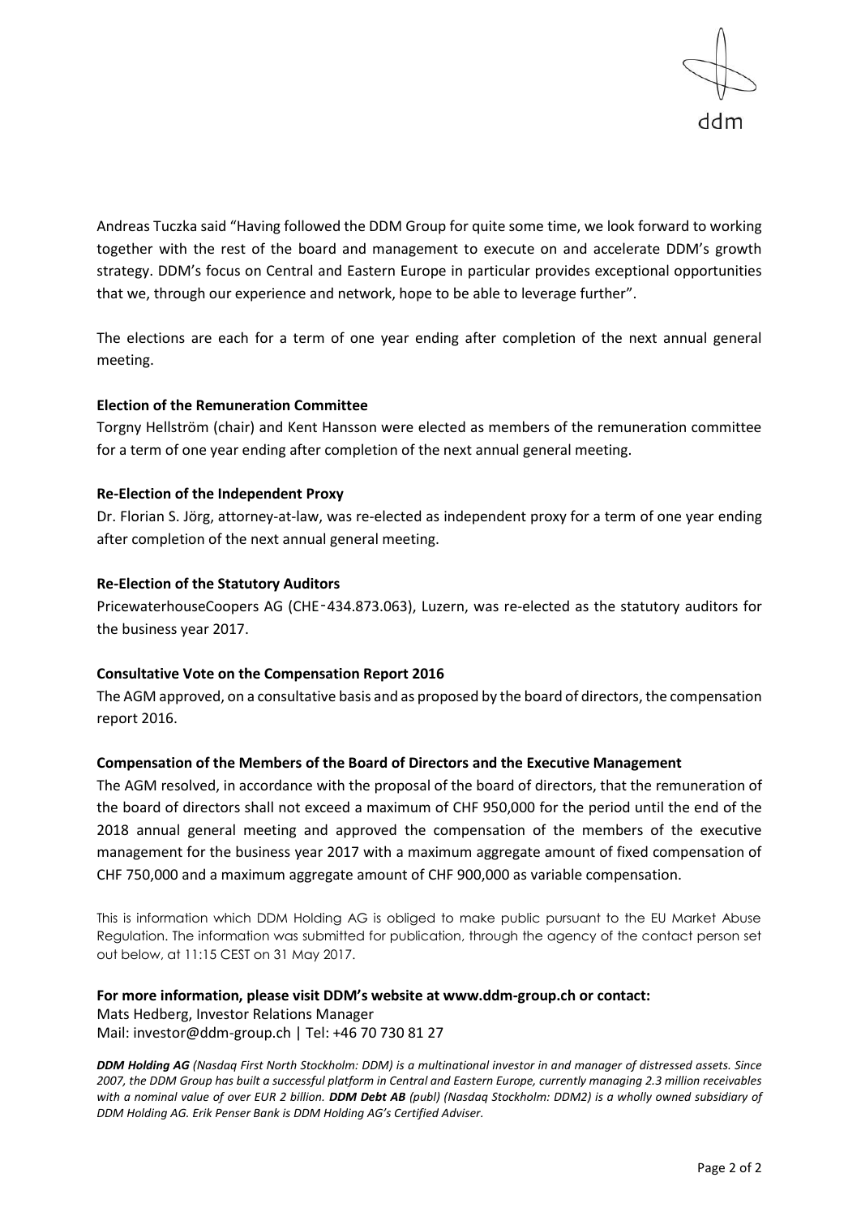Andreas Tuczka said “Having followed the DDM Group for quite some time, we look forward to working together with the rest of the board and management to execute on and accelerate DDM’s growth strategy. DDM’s focus on Central and Eastern Europe in particular provides exceptional opportunities that we, through our experience and network, hope to be able to leverage further”.

The elections are each for a term of one year ending after completion of the next annual general meeting.

**Election of the Remuneration Committee**

Torgny Hellström (chair) and Kent Hansson were elected as members of the remuneration committee for a term of one year ending after completion of the next annual general meeting.

**Re-Election of the Independent Proxy**

Dr. Florian S. Jörg, attorney-at-law, was re-elected as independent proxy for a term of one year ending after completion of the next annual general meeting.

**Re-Election of the Statutory Auditors**

PricewaterhouseCoopers AG (CHE‑434.873.063), Luzern, was re-elected as the statutory auditors for the business year 2017.

**Consultative Vote on the Compensation Report 2016**

The AGM approved, on a consultative basis and as proposed by the board of directors, the compensation report 2016.

**Compensation of the Members of the Board of Directors and the Executive Management**

The AGM resolved, in accordance with the proposal of the board of directors, that the remuneration of the board of directors shall not exceed a maximum of CHF 950,000 for the period until the end of the 2018 annual general meeting and approved the compensation of the members of the executive management for the business year 2017 with a maximum aggregate amount of fixed compensation of CHF 750,000 and a maximum aggregate amount of CHF 900,000 as variable compensation.

This is information which DDM Holding AG is obliged to make public pursuant to the EU Market Abuse Regulation. The information was submitted for publication, through the agency of the contact person set out below, at 11:15 CEST on 31 May 2017.

**For more information, please visit DDM’s website at www.ddm-group.ch or contact:**
Mats Hedberg, Investor Relations Manager
Mail: investor@ddm-group.ch | Tel: +46 70 730 81 27

***DDM Holding AG** (Nasdaq First North Stockholm: DDM) is a multinational investor in and manager of distressed assets. Since 2007, the DDM Group has built a successful platform in Central and Eastern Europe, currently managing 2.3 million receivables with a nominal value of over EUR 2 billion. **DDM Debt AB** (publ) (Nasdaq Stockholm: DDM2) is a wholly owned subsidiary of DDM Holding AG. Erik Penser Bank is DDM Holding AG’s Certified Adviser.*